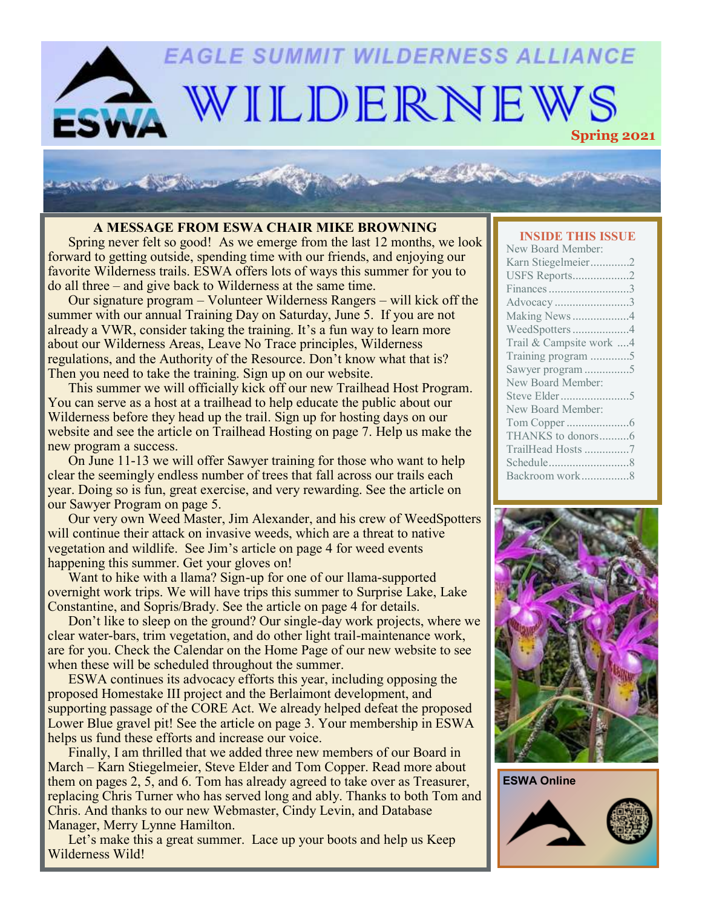# EAGLE SUMMIT WILDERNESS ALLIANCE

# WILDERNEWS

**Spring 2021**

## A MESSAGE FROM ESWA CHAIR MIKE BROWNING

Spring never felt so good! As we emerge from the last 12 months, we look forward to getting outside, spending time with our friends, and enjoying our favorite Wilderness trails. ESWA offers lots of ways this summer for you to do all three – and give back to Wilderness at the same time.

Our signature program – Volunteer Wilderness Rangers – will kick off the summer with our annual Training Day on Saturday, June 5. If you are not already a VWR, consider taking the training. It's a fun way to learn more about our Wilderness Areas, Leave No Trace principles, Wilderness regulations, and the Authority of the Resource. Don't know what that is? Then you need to take the training. Sign up on our website.

This summer we will officially kick off our new Trailhead Host Program. You can serve as a host at a trailhead to help educate the public about our Wilderness before they head up the trail. Sign up for hosting days on our website and see the article on Trailhead Hosting on page 7. Help us make the new program a success.

On June 11-13 we will offer Sawyer training for those who want to help clear the seemingly endless number of trees that fall across our trails each year. Doing so is fun, great exercise, and very rewarding. See the article on our Sawyer Program on page 5.

Our very own Weed Master, Jim Alexander, and his crew of WeedSpotters will continue their attack on invasive weeds, which are a threat to native vegetation and wildlife. See Jim's article on page 4 for weed events happening this summer. Get your gloves on!

Want to hike with a llama? Sign-up for one of our llama-supported overnight work trips. We will have trips this summer to Surprise Lake, Lake Constantine, and Sopris/Brady. See the article on page 4 for details.

Don't like to sleep on the ground? Our single-day work projects, where we clear water-bars, trim vegetation, and do other light trail-maintenance work, are for you. Check the Calendar on the Home Page of our new website to see when these will be scheduled throughout the summer.

ESWA continues its advocacy efforts this year, including opposing the proposed Homestake III project and the Berlaimont development, and supporting passage of the CORE Act. We already helped defeat the proposed Lower Blue gravel pit! See the article on page 3. Your membership in ESWA helps us fund these efforts and increase our voice.

Finally, I am thrilled that we added three new members of our Board in March – Karn Stiegelmeier, Steve Elder and Tom Copper. Read more about them on pages 2, 5, and 6. Tom has already agreed to take over as Treasurer, replacing Chris Turner who has served long and ably. Thanks to both Tom and Chris. And thanks to our new Webmaster, Cindy Levin, and Database Manager, Merry Lynne Hamilton.

Let's make this a great summer. Lace up your boots and help us Keep Wilderness Wild!

### INSIDE THIS ISSUE

- New Board Member: Karn Stiegelmeier .......... 2
- USFS Reports .......... 2
- Finances .......... 3
- Advocacy .......... 3
- Making News .......... 4
- WeedSpotters .......... 4
- Trail & Campsite work .......... 4
- Training program .......... 5
- Sawyer program .......... 5
- New Board Member: Steve Elder .......... 5
- New Board Member: Tom Copper .......... 6
- THANKS to donors .......... 6
- TrailHead Hosts .......... 7
- Schedule .......... 8
- Backroom work .......... 8

**ESWA Online**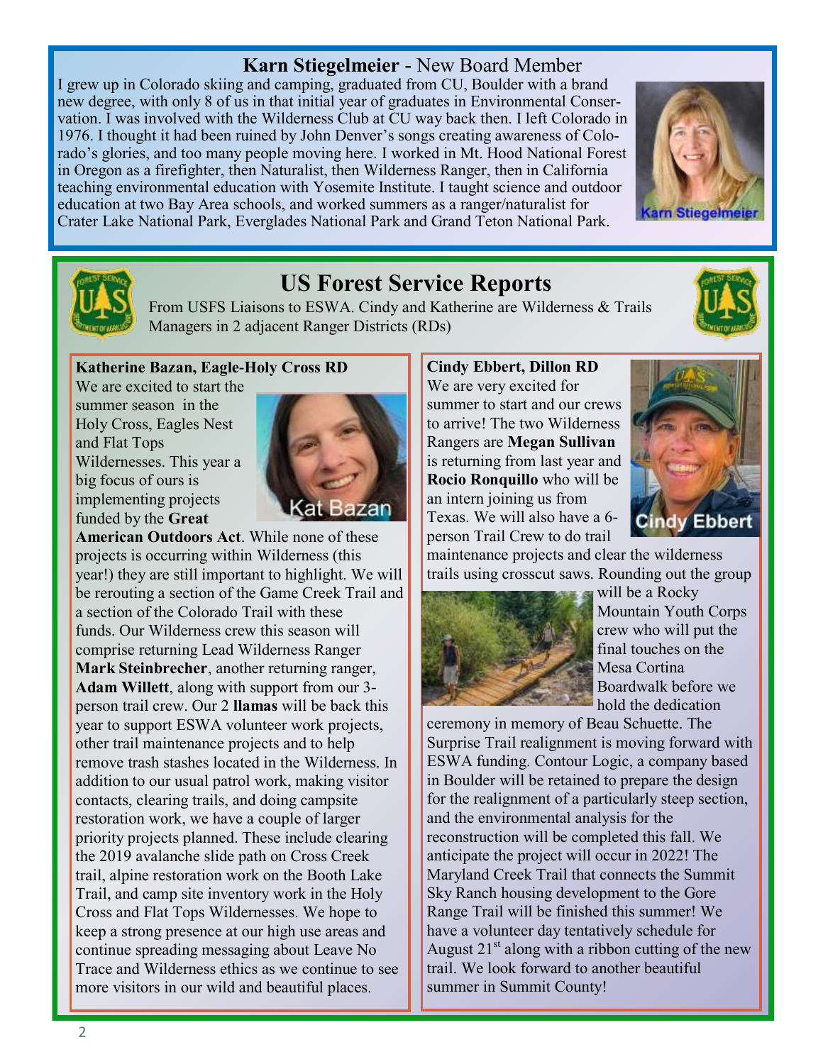## Karn Stiegelmeier - New Board Member

I grew up in Colorado skiing and camping, graduated from CU, Boulder with a brand new degree, with only 8 of us in that initial year of graduates in Environmental Conservation. I was involved with the Wilderness Club at CU way back then. I left Colorado in 1976. I thought it had been ruined by John Denver's songs creating awareness of Colorado's glories, and too many people moving here. I worked in Mt. Hood National Forest in Oregon as a firefighter, then Naturalist, then Wilderness Ranger, then in California teaching environmental education with Yosemite Institute. I taught science and outdoor education at two Bay Area schools, and worked summers as a ranger/naturalist for Crater Lake National Park, Everglades National Park and Grand Teton National Park.

Karn Stiegelmeier

## US Forest Service Reports

From USFS Liaisons to ESWA. Cindy and Katherine are Wilderness & Trails Managers in 2 adjacent Ranger Districts (RDs)

### Katherine Bazan, Eagle-Holy Cross RD

Kat Bazan

We are excited to start the summer season in the Holy Cross, Eagles Nest and Flat Tops Wildernesses. This year a big focus of ours is implementing projects funded by the **Great American Outdoors Act**. While none of these projects is occurring within Wilderness (this year!) they are still important to highlight. We will be rerouting a section of the Game Creek Trail and a section of the Colorado Trail with these funds. Our Wilderness crew this season will comprise returning Lead Wilderness Ranger **Mark Steinbrecher**, another returning ranger, **Adam Willett**, along with support from our 3-person trail crew. Our 2 **llamas** will be back this year to support ESWA volunteer work projects, other trail maintenance projects and to help remove trash stashes located in the Wilderness. In addition to our usual patrol work, making visitor contacts, clearing trails, and doing campsite restoration work, we have a couple of larger priority projects planned. These include clearing the 2019 avalanche slide path on Cross Creek trail, alpine restoration work on the Booth Lake Trail, and camp site inventory work in the Holy Cross and Flat Tops Wildernesses. We hope to keep a strong presence at our high use areas and continue spreading messaging about Leave No Trace and Wilderness ethics as we continue to see more visitors in our wild and beautiful places.

### Cindy Ebbert, Dillon RD

Cindy Ebbert

We are very excited for summer to start and our crews to arrive! The two Wilderness Rangers are **Megan Sullivan** is returning from last year and **Rocio Ronquillo** who will be an intern joining us from Texas. We will also have a 6-person Trail Crew to do trail maintenance projects and clear the wilderness trails using crosscut saws. Rounding out the group will be a Rocky Mountain Youth Corps crew who will put the final touches on the Mesa Cortina Boardwalk before we hold the dedication ceremony in memory of Beau Schuette. The Surprise Trail realignment is moving forward with ESWA funding. Contour Logic, a company based in Boulder will be retained to prepare the design for the realignment of a particularly steep section, and the environmental analysis for the reconstruction will be completed this fall. We anticipate the project will occur in 2022! The Maryland Creek Trail that connects the Summit Sky Ranch housing development to the Gore Range Trail will be finished this summer! We have a volunteer day tentatively schedule for August 21st along with a ribbon cutting of the new trail. We look forward to another beautiful summer in Summit County!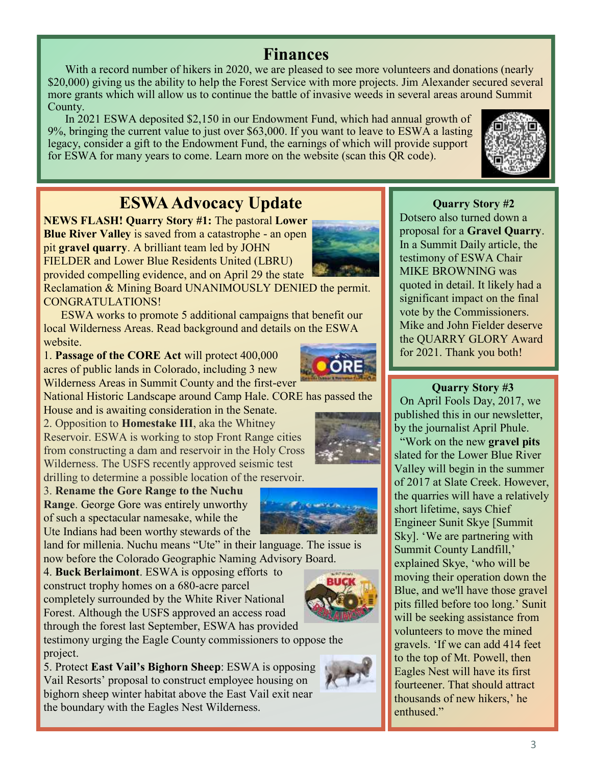## Finances

With a record number of hikers in 2020, we are pleased to see more volunteers and donations (nearly $20,000) giving us the ability to help the Forest Service with more projects. Jim Alexander secured several more grants which will allow us to continue the battle of invasive weeds in several areas around Summit County.

In 2021 ESWA deposited $2,150 in our Endowment Fund, which had annual growth of 9%, bringing the current value to just over $63,000. If you want to leave to ESWA a lasting legacy, consider a gift to the Endowment Fund, the earnings of which will provide support for ESWA for many years to come. Learn more on the website (scan this QR code).

## ESWA Advocacy Update

**NEWS FLASH! Quarry Story #1:** The pastoral **Lower Blue River Valley** is saved from a catastrophe - an open pit **gravel quarry**. A brilliant team led by JOHN FIELDER and Lower Blue Residents United (LBRU) provided compelling evidence, and on April 29 the state Reclamation & Mining Board UNANIMOUSLY DENIED the permit. CONGRATULATIONS!

ESWA works to promote 5 additional campaigns that benefit our local Wilderness Areas. Read background and details on the ESWA website.

1. **Passage of the CORE Act** will protect 400,000 acres of public lands in Colorado, including 3 new Wilderness Areas in Summit County and the first-ever National Historic Landscape around Camp Hale. CORE has passed the House and is awaiting consideration in the Senate.
2. Opposition to **Homestake III**, aka the Whitney Reservoir. ESWA is working to stop Front Range cities from constructing a dam and reservoir in the Holy Cross Wilderness. The USFS recently approved seismic test drilling to determine a possible location of the reservoir.
3. **Rename the Gore Range to the Nuchu Range**. George Gore was entirely unworthy of such a spectacular namesake, while the Ute Indians had been worthy stewards of the land for millenia. Nuchu means "Ute" in their language. The issue is now before the Colorado Geographic Naming Advisory Board.
4. **Buck Berlaimont**. ESWA is opposing efforts to construct trophy homes on a 680-acre parcel completely surrounded by the White River National Forest. Although the USFS approved an access road through the forest last September, ESWA has provided testimony urging the Eagle County commissioners to oppose the project.
5. Protect **East Vail's Bighorn Sheep**: ESWA is opposing Vail Resorts' proposal to construct employee housing on bighorn sheep winter habitat above the East Vail exit near the boundary with the Eagles Nest Wilderness.

### Quarry Story #2

Dotsero also turned down a proposal for a **Gravel Quarry**. In a Summit Daily article, the testimony of ESWA Chair MIKE BROWNING was quoted in detail. It likely had a significant impact on the final vote by the Commissioners. Mike and John Fielder deserve the QUARRY GLORY Award for 2021. Thank you both!

### Quarry Story #3

On April Fools Day, 2017, we published this in our newsletter, by the journalist April Phule.

"Work on the new **gravel pits** slated for the Lower Blue River Valley will begin in the summer of 2017 at Slate Creek. However, the quarries will have a relatively short lifetime, says Chief Engineer Sunit Skye [Summit Sky]. 'We are partnering with Summit County Landfill,' explained Skye, 'who will be moving their operation down the Blue, and we'll have those gravel pits filled before too long.' Sunit will be seeking assistance from volunteers to move the mined gravels. 'If we can add 414 feet to the top of Mt. Powell, then Eagles Nest will have its first fourteener. That should attract thousands of new hikers,' he enthused."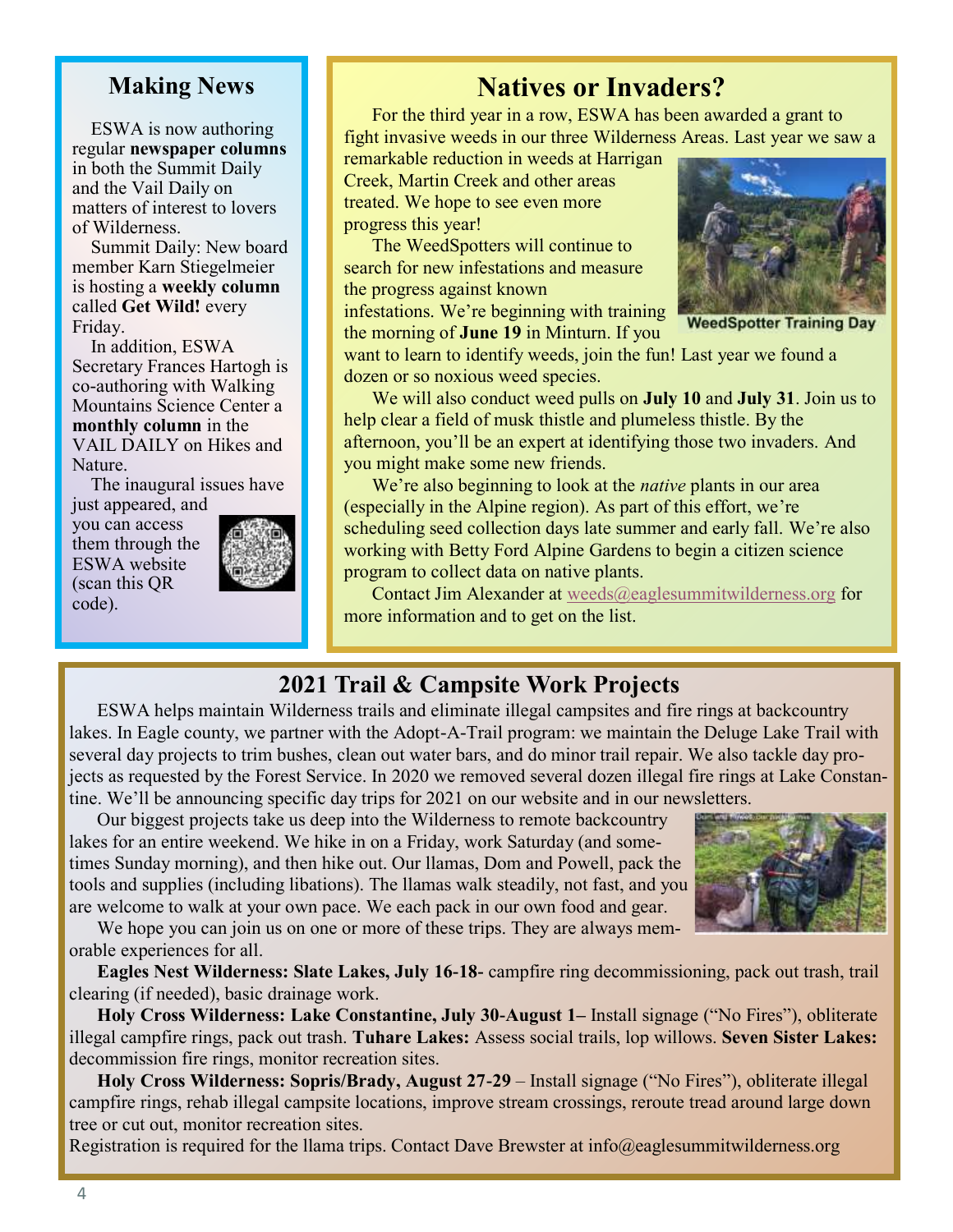## Making News

ESWA is now authoring regular **newspaper columns** in both the Summit Daily and the Vail Daily on matters of interest to lovers of Wilderness.

Summit Daily: New board member Karn Stiegelmeier is hosting a **weekly column** called **Get Wild!** every Friday.

In addition, ESWA Secretary Frances Hartogh is co-authoring with Walking Mountains Science Center a **monthly column** in the VAIL DAILY on Hikes and Nature.

The inaugural issues have just appeared, and you can access them through the ESWA website (scan this QR code).

## Natives or Invaders?

For the third year in a row, ESWA has been awarded a grant to fight invasive weeds in our three Wilderness Areas. Last year we saw a remarkable reduction in weeds at Harrigan Creek, Martin Creek and other areas treated. We hope to see even more progress this year!

The WeedSpotters will continue to search for new infestations and measure the progress against known infestations. We're beginning with training the morning of **June 19** in Minturn. If you want to learn to identify weeds, join the fun! Last year we found a dozen or so noxious weed species.

WeedSpotter Training Day

We will also conduct weed pulls on **July 10** and **July 31**. Join us to help clear a field of musk thistle and plumeless thistle. By the afternoon, you'll be an expert at identifying those two invaders. And you might make some new friends.

We're also beginning to look at the *native* plants in our area (especially in the Alpine region). As part of this effort, we're scheduling seed collection days late summer and early fall. We're also working with Betty Ford Alpine Gardens to begin a citizen science program to collect data on native plants.

Contact Jim Alexander at weeds@eaglesummitwilderness.org for more information and to get on the list.

## 2021 Trail & Campsite Work Projects

ESWA helps maintain Wilderness trails and eliminate illegal campsites and fire rings at backcountry lakes. In Eagle county, we partner with the Adopt-A-Trail program: we maintain the Deluge Lake Trail with several day projects to trim bushes, clean out water bars, and do minor trail repair. We also tackle day projects as requested by the Forest Service. In 2020 we removed several dozen illegal fire rings at Lake Constantine. We'll be announcing specific day trips for 2021 on our website and in our newsletters.

Our biggest projects take us deep into the Wilderness to remote backcountry lakes for an entire weekend. We hike in on a Friday, work Saturday (and sometimes Sunday morning), and then hike out. Our llamas, Dom and Powell, pack the tools and supplies (including libations). The llamas walk steadily, not fast, and you are welcome to walk at your own pace. We each pack in our own food and gear.

We hope you can join us on one or more of these trips. They are always memorable experiences for all.

**Eagles Nest Wilderness: Slate Lakes, July 16-18**- campfire ring decommissioning, pack out trash, trail clearing (if needed), basic drainage work.

**Holy Cross Wilderness: Lake Constantine, July 30-August 1–** Install signage ("No Fires"), obliterate illegal campfire rings, pack out trash. **Tuhare Lakes:** Assess social trails, lop willows. **Seven Sister Lakes:** decommission fire rings, monitor recreation sites.

**Holy Cross Wilderness: Sopris/Brady, August 27-29** – Install signage ("No Fires"), obliterate illegal campfire rings, rehab illegal campsite locations, improve stream crossings, reroute tread around large down tree or cut out, monitor recreation sites.

Registration is required for the llama trips. Contact Dave Brewster at info@eaglesummitwilderness.org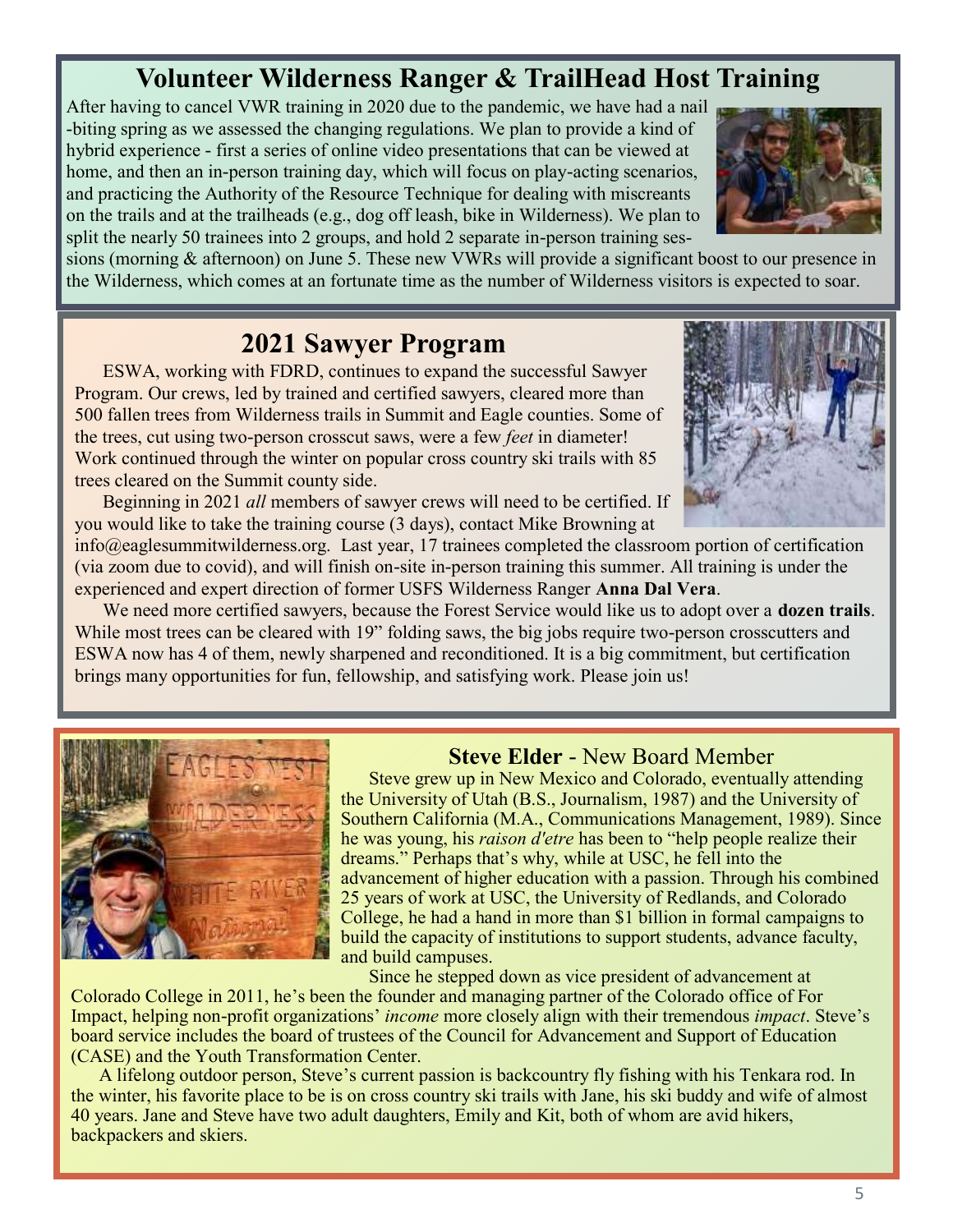## Volunteer Wilderness Ranger & TrailHead Host Training

After having to cancel VWR training in 2020 due to the pandemic, we have had a nail-biting spring as we assessed the changing regulations. We plan to provide a kind of hybrid experience - first a series of online video presentations that can be viewed at home, and then an in-person training day, which will focus on play-acting scenarios, and practicing the Authority of the Resource Technique for dealing with miscreants on the trails and at the trailheads (e.g., dog off leash, bike in Wilderness). We plan to split the nearly 50 trainees into 2 groups, and hold 2 separate in-person training sessions (morning & afternoon) on June 5. These new VWRs will provide a significant boost to our presence in the Wilderness, which comes at an fortunate time as the number of Wilderness visitors is expected to soar.

## 2021 Sawyer Program

ESWA, working with FDRD, continues to expand the successful Sawyer Program. Our crews, led by trained and certified sawyers, cleared more than 500 fallen trees from Wilderness trails in Summit and Eagle counties. Some of the trees, cut using two-person crosscut saws, were a few *feet* in diameter! Work continued through the winter on popular cross country ski trails with 85 trees cleared on the Summit county side.

Beginning in 2021 *all* members of sawyer crews will need to be certified. If you would like to take the training course (3 days), contact Mike Browning at info@eaglesummitwilderness.org. Last year, 17 trainees completed the classroom portion of certification (via zoom due to covid), and will finish on-site in-person training this summer. All training is under the experienced and expert direction of former USFS Wilderness Ranger **Anna Dal Vera**.

We need more certified sawyers, because the Forest Service would like us to adopt over a **dozen trails**. While most trees can be cleared with 19" folding saws, the big jobs require two-person crosscutters and ESWA now has 4 of them, newly sharpened and reconditioned. It is a big commitment, but certification brings many opportunities for fun, fellowship, and satisfying work. Please join us!

### **Steve Elder** - New Board Member

Steve grew up in New Mexico and Colorado, eventually attending the University of Utah (B.S., Journalism, 1987) and the University of Southern California (M.A., Communications Management, 1989). Since he was young, his *raison d'etre* has been to "help people realize their dreams." Perhaps that's why, while at USC, he fell into the advancement of higher education with a passion. Through his combined 25 years of work at USC, the University of Redlands, and Colorado College, he had a hand in more than $1 billion in formal campaigns to build the capacity of institutions to support students, advance faculty, and build campuses.

Since he stepped down as vice president of advancement at Colorado College in 2011, he's been the founder and managing partner of the Colorado office of For Impact, helping non-profit organizations' *income* more closely align with their tremendous *impact*. Steve's board service includes the board of trustees of the Council for Advancement and Support of Education (CASE) and the Youth Transformation Center.

A lifelong outdoor person, Steve's current passion is backcountry fly fishing with his Tenkara rod. In the winter, his favorite place to be is on cross country ski trails with Jane, his ski buddy and wife of almost 40 years. Jane and Steve have two adult daughters, Emily and Kit, both of whom are avid hikers, backpackers and skiers.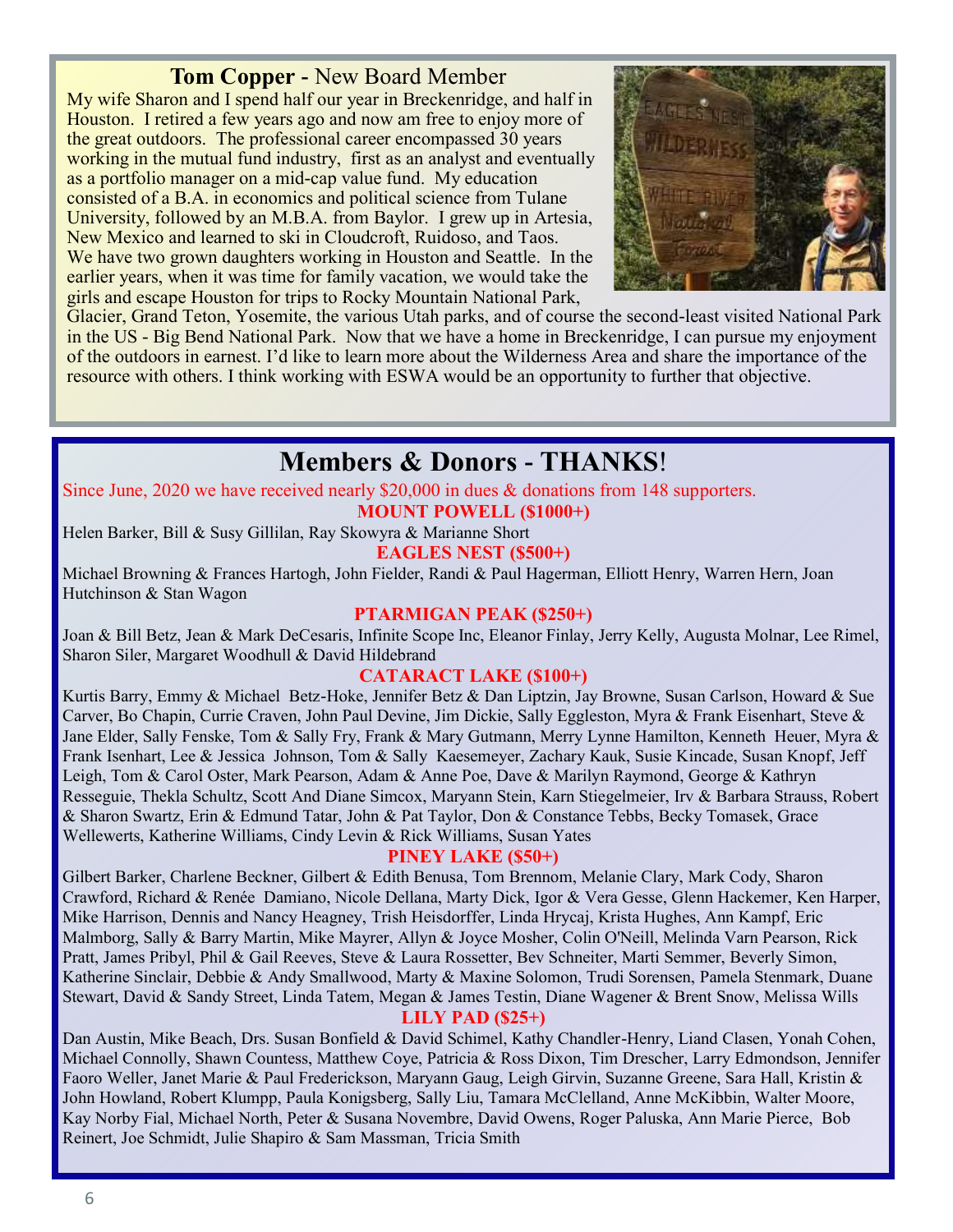## **Tom Copper** - New Board Member

My wife Sharon and I spend half our year in Breckenridge, and half in Houston. I retired a few years ago and now am free to enjoy more of the great outdoors. The professional career encompassed 30 years working in the mutual fund industry, first as an analyst and eventually as a portfolio manager on a mid-cap value fund. My education consisted of a B.A. in economics and political science from Tulane University, followed by an M.B.A. from Baylor. I grew up in Artesia, New Mexico and learned to ski in Cloudcroft, Ruidoso, and Taos. We have two grown daughters working in Houston and Seattle. In the earlier years, when it was time for family vacation, we would take the girls and escape Houston for trips to Rocky Mountain National Park, Glacier, Grand Teton, Yosemite, the various Utah parks, and of course the second-least visited National Park in the US - Big Bend National Park. Now that we have a home in Breckenridge, I can pursue my enjoyment of the outdoors in earnest. I'd like to learn more about the Wilderness Area and share the importance of the resource with others. I think working with ESWA would be an opportunity to further that objective.

# Members & Donors - THANKS!

Since June, 2020 we have received nearly $20,000 in dues & donations from 148 supporters.

### MOUNT POWELL ($1000+)

Helen Barker, Bill & Susy Gillilan, Ray Skowyra & Marianne Short

### EAGLES NEST ($500+)

Michael Browning & Frances Hartogh, John Fielder, Randi & Paul Hagerman, Elliott Henry, Warren Hern, Joan Hutchinson & Stan Wagon

### PTARMIGAN PEAK ($250+)

Joan & Bill Betz, Jean & Mark DeCesaris, Infinite Scope Inc, Eleanor Finlay, Jerry Kelly, Augusta Molnar, Lee Rimel, Sharon Siler, Margaret Woodhull & David Hildebrand

### CATARACT LAKE ($100+)

Kurtis Barry, Emmy & Michael Betz-Hoke, Jennifer Betz & Dan Liptzin, Jay Browne, Susan Carlson, Howard & Sue Carver, Bo Chapin, Currie Craven, John Paul Devine, Jim Dickie, Sally Eggleston, Myra & Frank Eisenhart, Steve & Jane Elder, Sally Fenske, Tom & Sally Fry, Frank & Mary Gutmann, Merry Lynne Hamilton, Kenneth Heuer, Myra & Frank Isenhart, Lee & Jessica Johnson, Tom & Sally Kaesemeyer, Zachary Kauk, Susie Kincade, Susan Knopf, Jeff Leigh, Tom & Carol Oster, Mark Pearson, Adam & Anne Poe, Dave & Marilyn Raymond, George & Kathryn Resseguie, Thekla Schultz, Scott And Diane Simcox, Maryann Stein, Karn Stiegelmeier, Irv & Barbara Strauss, Robert & Sharon Swartz, Erin & Edmund Tatar, John & Pat Taylor, Don & Constance Tebbs, Becky Tomasek, Grace Wellewerts, Katherine Williams, Cindy Levin & Rick Williams, Susan Yates

### PINEY LAKE ($50+)

Gilbert Barker, Charlene Beckner, Gilbert & Edith Benusa, Tom Brennom, Melanie Clary, Mark Cody, Sharon Crawford, Richard & Renée Damiano, Nicole Dellana, Marty Dick, Igor & Vera Gesse, Glenn Hackemer, Ken Harper, Mike Harrison, Dennis and Nancy Heagney, Trish Heisdorffer, Linda Hrycaj, Krista Hughes, Ann Kampf, Eric Malmborg, Sally & Barry Martin, Mike Mayrer, Allyn & Joyce Mosher, Colin O'Neill, Melinda Varn Pearson, Rick Pratt, James Pribyl, Phil & Gail Reeves, Steve & Laura Rossetter, Bev Schneiter, Marti Semmer, Beverly Simon, Katherine Sinclair, Debbie & Andy Smallwood, Marty & Maxine Solomon, Trudi Sorensen, Pamela Stenmark, Duane Stewart, David & Sandy Street, Linda Tatem, Megan & James Testin, Diane Wagener & Brent Snow, Melissa Wills

### LILY PAD ($25+)

Dan Austin, Mike Beach, Drs. Susan Bonfield & David Schimel, Kathy Chandler-Henry, Liand Clasen, Yonah Cohen, Michael Connolly, Shawn Countess, Matthew Coye, Patricia & Ross Dixon, Tim Drescher, Larry Edmondson, Jennifer Faoro Weller, Janet Marie & Paul Frederickson, Maryann Gaug, Leigh Girvin, Suzanne Greene, Sara Hall, Kristin & John Howland, Robert Klumpp, Paula Konigsberg, Sally Liu, Tamara McClelland, Anne McKibbin, Walter Moore, Kay Norby Fial, Michael North, Peter & Susana Novembre, David Owens, Roger Paluska, Ann Marie Pierce, Bob Reinert, Joe Schmidt, Julie Shapiro & Sam Massman, Tricia Smith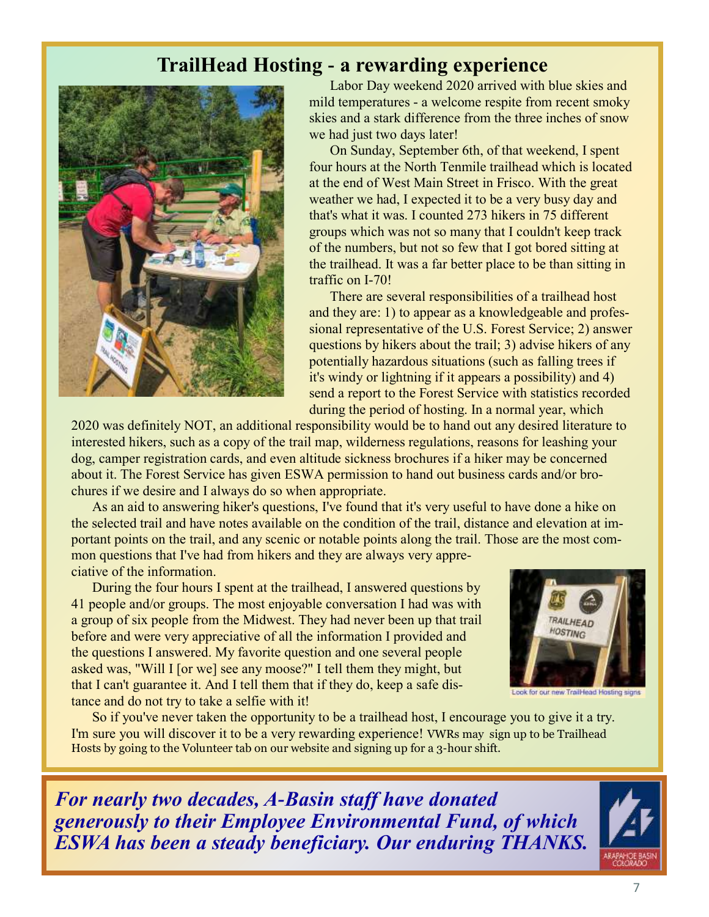## TrailHead Hosting - a rewarding experience

Labor Day weekend 2020 arrived with blue skies and mild temperatures - a welcome respite from recent smoky skies and a stark difference from the three inches of snow we had just two days later!

On Sunday, September 6th, of that weekend, I spent four hours at the North Tenmile trailhead which is located at the end of West Main Street in Frisco. With the great weather we had, I expected it to be a very busy day and that's what it was. I counted 273 hikers in 75 different groups which was not so many that I couldn't keep track of the numbers, but not so few that I got bored sitting at the trailhead. It was a far better place to be than sitting in traffic on I-70!

There are several responsibilities of a trailhead host and they are: 1) to appear as a knowledgeable and professional representative of the U.S. Forest Service; 2) answer questions by hikers about the trail; 3) advise hikers of any potentially hazardous situations (such as falling trees if it's windy or lightning if it appears a possibility) and 4) send a report to the Forest Service with statistics recorded during the period of hosting. In a normal year, which 2020 was definitely NOT, an additional responsibility would be to hand out any desired literature to interested hikers, such as a copy of the trail map, wilderness regulations, reasons for leashing your dog, camper registration cards, and even altitude sickness brochures if a hiker may be concerned about it. The Forest Service has given ESWA permission to hand out business cards and/or brochures if we desire and I always do so when appropriate.

As an aid to answering hiker's questions, I've found that it's very useful to have done a hike on the selected trail and have notes available on the condition of the trail, distance and elevation at important points on the trail, and any scenic or notable points along the trail. Those are the most common questions that I've had from hikers and they are always very appreciative of the information.

During the four hours I spent at the trailhead, I answered questions by 41 people and/or groups. The most enjoyable conversation I had was with a group of six people from the Midwest. They had never been up that trail before and were very appreciative of all the information I provided and the questions I answered. My favorite question and one several people asked was, "Will I [or we] see any moose?" I tell them they might, but that I can't guarantee it. And I tell them that if they do, keep a safe distance and do not try to take a selfie with it!

Look for our new TrailHead Hosting signs

So if you've never taken the opportunity to be a trailhead host, I encourage you to give it a try. I'm sure you will discover it to be a very rewarding experience! VWRs may sign up to be Trailhead Hosts by going to the Volunteer tab on our website and signing up for a 3-hour shift.

***For nearly two decades, A-Basin staff have donated generously to their Employee Environmental Fund, of which ESWA has been a steady beneficiary. Our enduring THANKS.***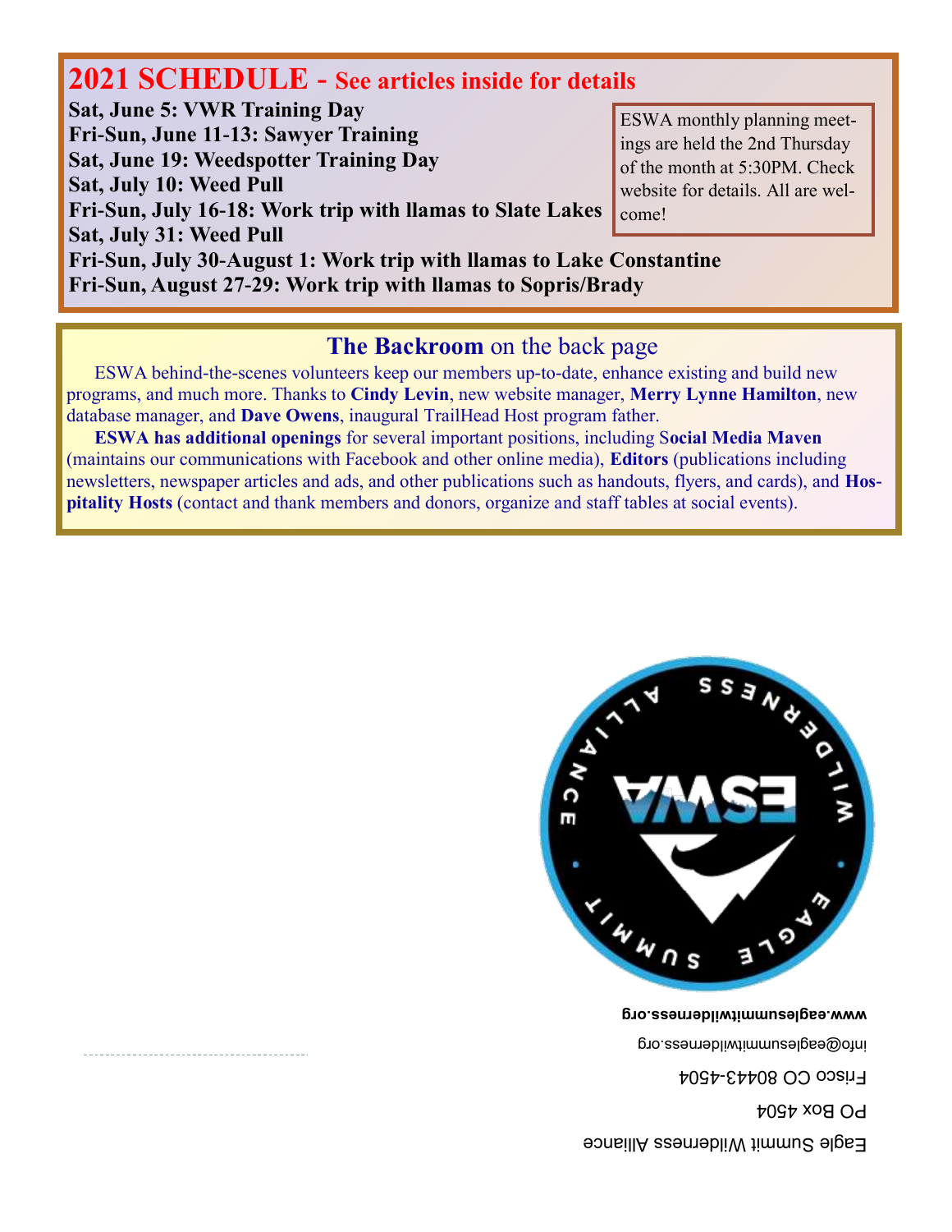## 2021 SCHEDULE - See articles inside for details

**Sat, June 5: VWR Training Day**
**Fri-Sun, June 11-13: Sawyer Training**
**Sat, June 19: Weedspotter Training Day**
**Sat, July 10: Weed Pull**
**Fri-Sun, July 16-18: Work trip with llamas to Slate Lakes**
**Sat, July 31: Weed Pull**
**Fri-Sun, July 30-August 1: Work trip with llamas to Lake Constantine**
**Fri-Sun, August 27-29: Work trip with llamas to Sopris/Brady**

ESWA monthly planning meetings are held the 2nd Thursday of the month at 5:30PM. Check website for details. All are welcome!

## **The Backroom** on the back page

ESWA behind-the-scenes volunteers keep our members up-to-date, enhance existing and build new programs, and much more. Thanks to **Cindy Levin**, new website manager, **Merry Lynne Hamilton**, new database manager, and **Dave Owens**, inaugural TrailHead Host program father.

**ESWA has additional openings** for several important positions, including **Social Media Maven** (maintains our communications with Facebook and other online media), **Editors** (publications including newsletters, newspaper articles and ads, and other publications such as handouts, flyers, and cards), and **Hospitality Hosts** (contact and thank members and donors, organize and staff tables at social events).

Eagle Summit Wilderness Alliance
PO Box 4504
Frisco CO 80443-4504
info@eaglesummitwilderness.org
**www.eaglesummitwilderness.org**